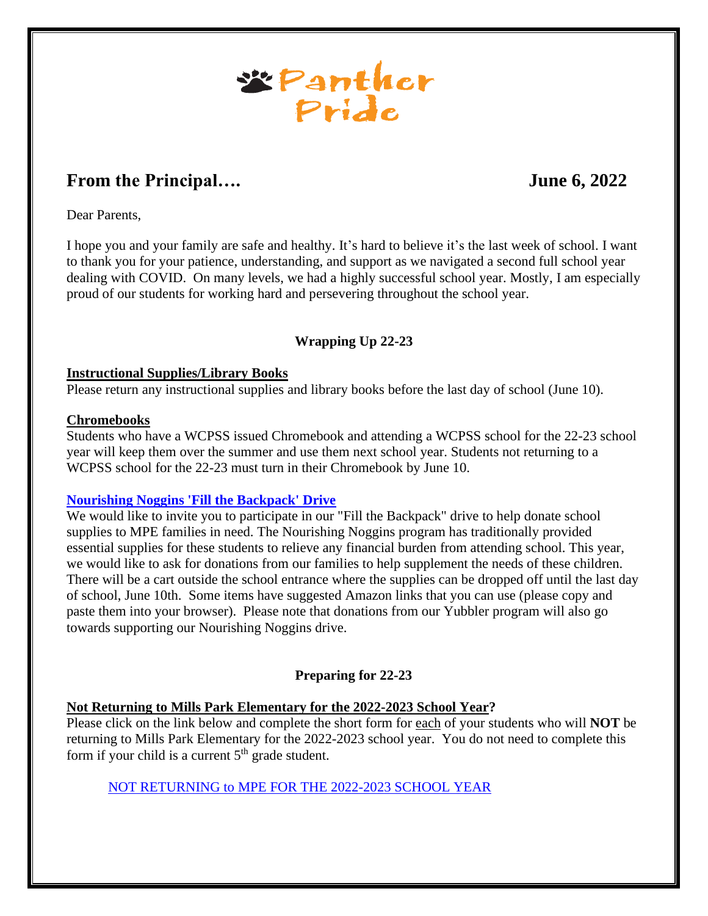# Panther Pride

## From the Principal…. June 6, 2022

Dear Parents,

I hope you and your family are safe and healthy. It's hard to believe it's the last week of school. I want to thank you for your patience, understanding, and support as we navigated a second full school year dealing with COVID. On many levels, we had a highly successful school year. Mostly, I am especially proud of our students for working hard and persevering throughout the school year.

### Wrapping Up 22-23

**Instructional Supplies/Library Books**

Please return any instructional supplies and library books before the last day of school (June 10).

**Chromebooks**

Students who have a WCPSS issued Chromebook and attending a WCPSS school for the 22-23 school year will keep them over the summer and use them next school year. Students not returning to a WCPSS school for the 22-23 must turn in their Chromebook by June 10.

**Nourishing Noggins 'Fill the Backpack' Drive**

We would like to invite you to participate in our "Fill the Backpack" drive to help donate school supplies to MPE families in need. The Nourishing Noggins program has traditionally provided essential supplies for these students to relieve any financial burden from attending school. This year, we would like to ask for donations from our families to help supplement the needs of these children. There will be a cart outside the school entrance where the supplies can be dropped off until the last day of school, June 10th. Some items have suggested Amazon links that you can use (please copy and paste them into your browser). Please note that donations from our Yubbler program will also go towards supporting our Nourishing Noggins drive.

### Preparing for 22-23

**Not Returning to Mills Park Elementary for the 2022-2023 School Year?**

Please click on the link below and complete the short form for each of your students who will **NOT** be returning to Mills Park Elementary for the 2022-2023 school year. You do not need to complete this form if your child is a current 5th grade student.

NOT RETURNING to MPE FOR THE 2022-2023 SCHOOL YEAR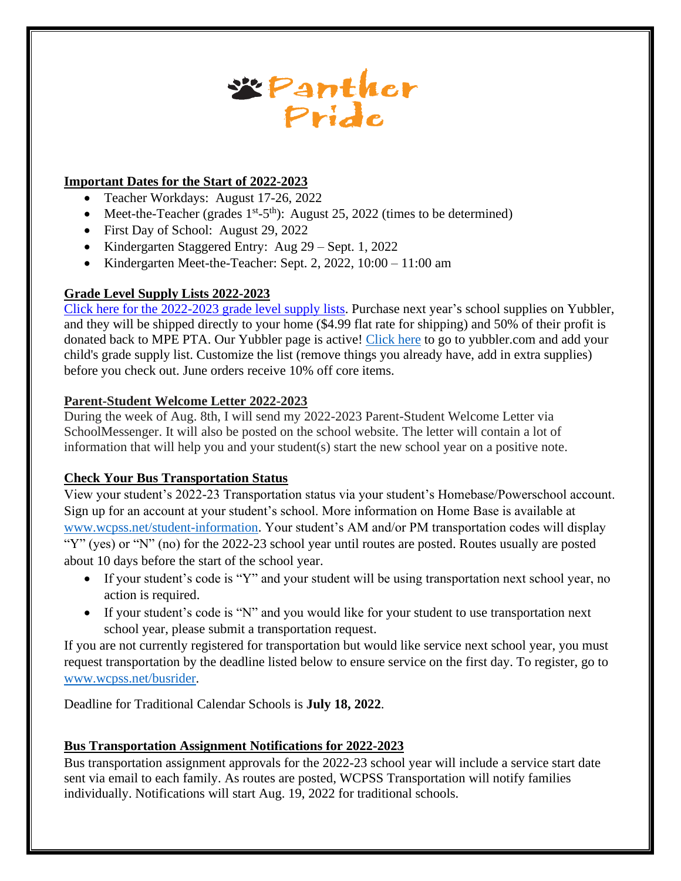# Panther Pride

## Important Dates for the Start of 2022-2023

- Teacher Workdays: August 17-26, 2022
- Meet-the-Teacher (grades 1st-5th): August 25, 2022 (times to be determined)
- First Day of School: August 29, 2022
- Kindergarten Staggered Entry: Aug 29 – Sept. 1, 2022
- Kindergarten Meet-the-Teacher: Sept. 2, 2022, 10:00 – 11:00 am

## Grade Level Supply Lists 2022-2023

Click here for the 2022-2023 grade level supply lists. Purchase next year's school supplies on Yubbler, and they will be shipped directly to your home ($4.99 flat rate for shipping) and 50% of their profit is donated back to MPE PTA. Our Yubbler page is active! Click here to go to yubbler.com and add your child's grade supply list. Customize the list (remove things you already have, add in extra supplies) before you check out. June orders receive 10% off core items.

## Parent-Student Welcome Letter 2022-2023

During the week of Aug. 8th, I will send my 2022-2023 Parent-Student Welcome Letter via SchoolMessenger. It will also be posted on the school website. The letter will contain a lot of information that will help you and your student(s) start the new school year on a positive note.

## Check Your Bus Transportation Status

View your student's 2022-23 Transportation status via your student's Homebase/Powerschool account. Sign up for an account at your student's school. More information on Home Base is available at www.wcpss.net/student-information. Your student's AM and/or PM transportation codes will display "Y" (yes) or "N" (no) for the 2022-23 school year until routes are posted. Routes usually are posted about 10 days before the start of the school year.

- If your student's code is "Y" and your student will be using transportation next school year, no action is required.
- If your student's code is "N" and you would like for your student to use transportation next school year, please submit a transportation request.

If you are not currently registered for transportation but would like service next school year, you must request transportation by the deadline listed below to ensure service on the first day. To register, go to www.wcpss.net/busrider.

Deadline for Traditional Calendar Schools is **July 18, 2022**.

## Bus Transportation Assignment Notifications for 2022-2023

Bus transportation assignment approvals for the 2022-23 school year will include a service start date sent via email to each family. As routes are posted, WCPSS Transportation will notify families individually. Notifications will start Aug. 19, 2022 for traditional schools.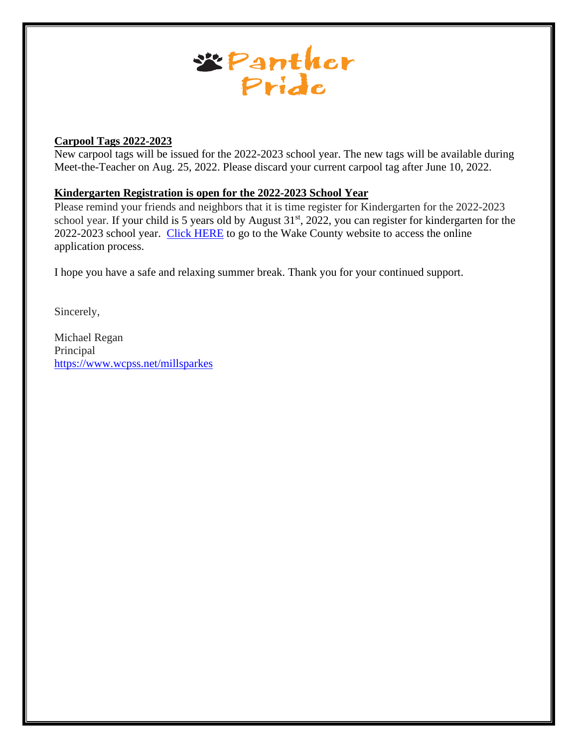# Panther Pride

**Carpool Tags 2022-2023**

New carpool tags will be issued for the 2022-2023 school year. The new tags will be available during Meet-the-Teacher on Aug. 25, 2022. Please discard your current carpool tag after June 10, 2022.

**Kindergarten Registration is open for the 2022-2023 School Year**

Please remind your friends and neighbors that it is time register for Kindergarten for the 2022-2023 school year. If your child is 5 years old by August 31st, 2022, you can register for kindergarten for the 2022-2023 school year. Click HERE to go to the Wake County website to access the online application process.

I hope you have a safe and relaxing summer break. Thank you for your continued support.

Sincerely,

Michael Regan
Principal
https://www.wcpss.net/millsparkes